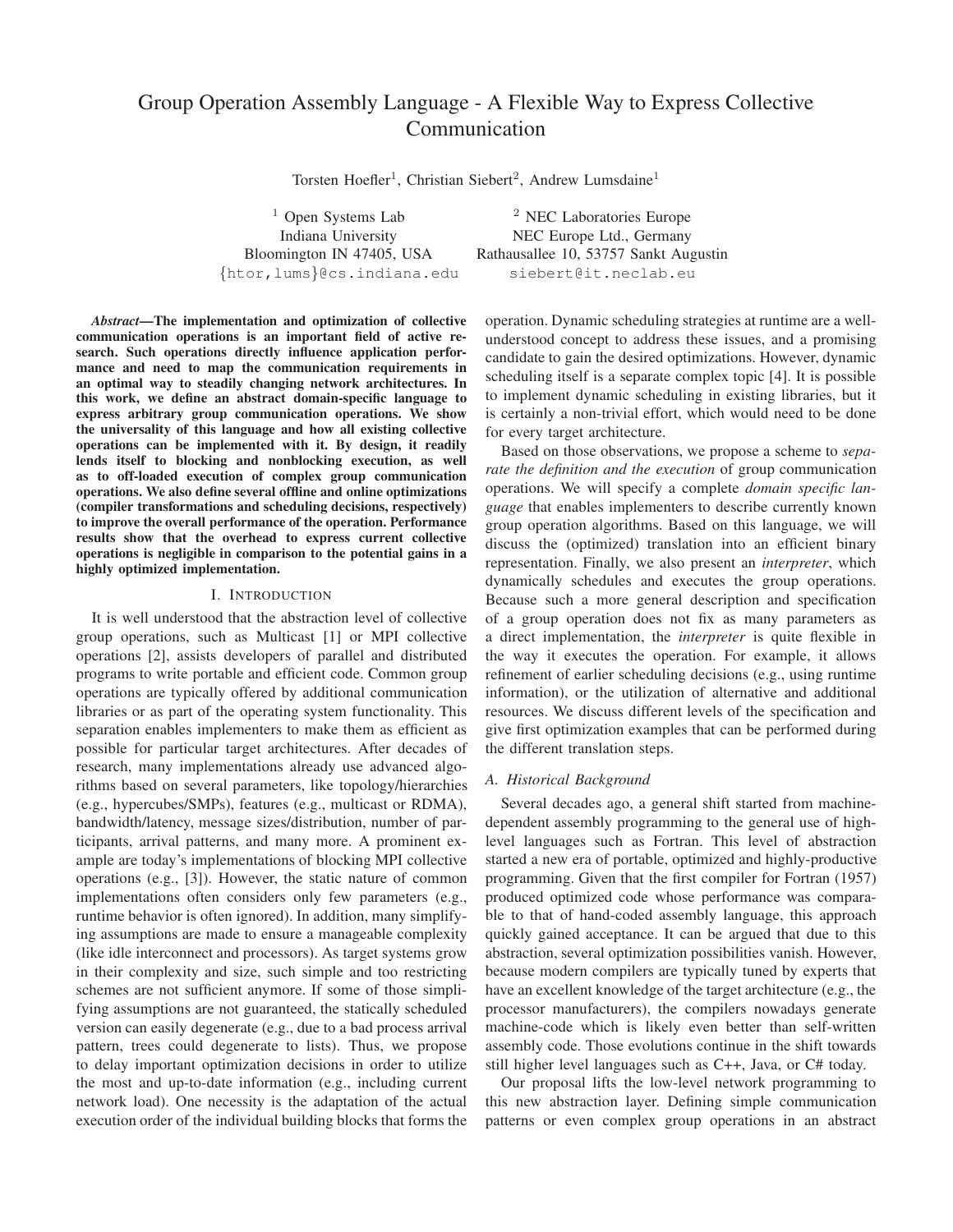# Group Operation Assembly Language - A Flexible Way to Express Collective Communication

Torsten Hoefler[1], Christian Siebert[2], Andrew Lumsdaine[1]

[1] Open Systems Lab
Indiana University
Bloomington IN 47405, USA
{htor,lums}@cs.indiana.edu

[2] NEC Laboratories Europe
NEC Europe Ltd., Germany
Rathausallee 10, 53757 Sankt Augustin
siebert@it.neclab.eu

***Abstract*—The implementation and optimization of collective communication operations is an important field of active research. Such operations directly influence application performance and need to map the communication requirements in an optimal way to steadily changing network architectures. In this work, we define an abstract domain-specific language to express arbitrary group communication operations. We show the universality of this language and how all existing collective operations can be implemented with it. By design, it readily lends itself to blocking and nonblocking execution, as well as to off-loaded execution of complex group communication operations. We also define several offline and online optimizations (compiler transformations and scheduling decisions, respectively) to improve the overall performance of the operation. Performance results show that the overhead to express current collective operations is negligible in comparison to the potential gains in a highly optimized implementation.**

## I. Introduction

It is well understood that the abstraction level of collective group operations, such as Multicast [1] or MPI collective operations [2], assists developers of parallel and distributed programs to write portable and efficient code. Common group operations are typically offered by additional communication libraries or as part of the operating system functionality. This separation enables implementers to make them as efficient as possible for particular target architectures. After decades of research, many implementations already use advanced algorithms based on several parameters, like topology/hierarchies (e.g., hypercubes/SMPs), features (e.g., multicast or RDMA), bandwidth/latency, message sizes/distribution, number of participants, arrival patterns, and many more. A prominent example are today's implementations of blocking MPI collective operations (e.g., [3]). However, the static nature of common implementations often considers only few parameters (e.g., runtime behavior is often ignored). In addition, many simplifying assumptions are made to ensure a manageable complexity (like idle interconnect and processors). As target systems grow in their complexity and size, such simple and too restricting schemes are not sufficient anymore. If some of those simplifying assumptions are not guaranteed, the statically scheduled version can easily degenerate (e.g., due to a bad process arrival pattern, trees could degenerate to lists). Thus, we propose to delay important optimization decisions in order to utilize the most and up-to-date information (e.g., including current network load). One necessity is the adaptation of the actual execution order of the individual building blocks that forms the operation. Dynamic scheduling strategies at runtime are a well-understood concept to address these issues, and a promising candidate to gain the desired optimizations. However, dynamic scheduling itself is a separate complex topic [4]. It is possible to implement dynamic scheduling in existing libraries, but it is certainly a non-trivial effort, which would need to be done for every target architecture.

Based on those observations, we propose a scheme to *separate the definition and the execution* of group communication operations. We will specify a complete *domain specific language* that enables implementers to describe currently known group operation algorithms. Based on this language, we will discuss the (optimized) translation into an efficient binary representation. Finally, we also present an *interpreter*, which dynamically schedules and executes the group operations. Because such a more general description and specification of a group operation does not fix as many parameters as a direct implementation, the *interpreter* is quite flexible in the way it executes the operation. For example, it allows refinement of earlier scheduling decisions (e.g., using runtime information), or the utilization of alternative and additional resources. We discuss different levels of the specification and give first optimization examples that can be performed during the different translation steps.

### A. Historical Background

Several decades ago, a general shift started from machine-dependent assembly programming to the general use of high-level languages such as Fortran. This level of abstraction started a new era of portable, optimized and highly-productive programming. Given that the first compiler for Fortran (1957) produced optimized code whose performance was comparable to that of hand-coded assembly language, this approach quickly gained acceptance. It can be argued that due to this abstraction, several optimization possibilities vanish. However, because modern compilers are typically tuned by experts that have an excellent knowledge of the target architecture (e.g., the processor manufacturers), the compilers nowadays generate machine-code which is likely even better than self-written assembly code. Those evolutions continue in the shift towards still higher level languages such as C++, Java, or C# today.

Our proposal lifts the low-level network programming to this new abstraction layer. Defining simple communication patterns or even complex group operations in an abstract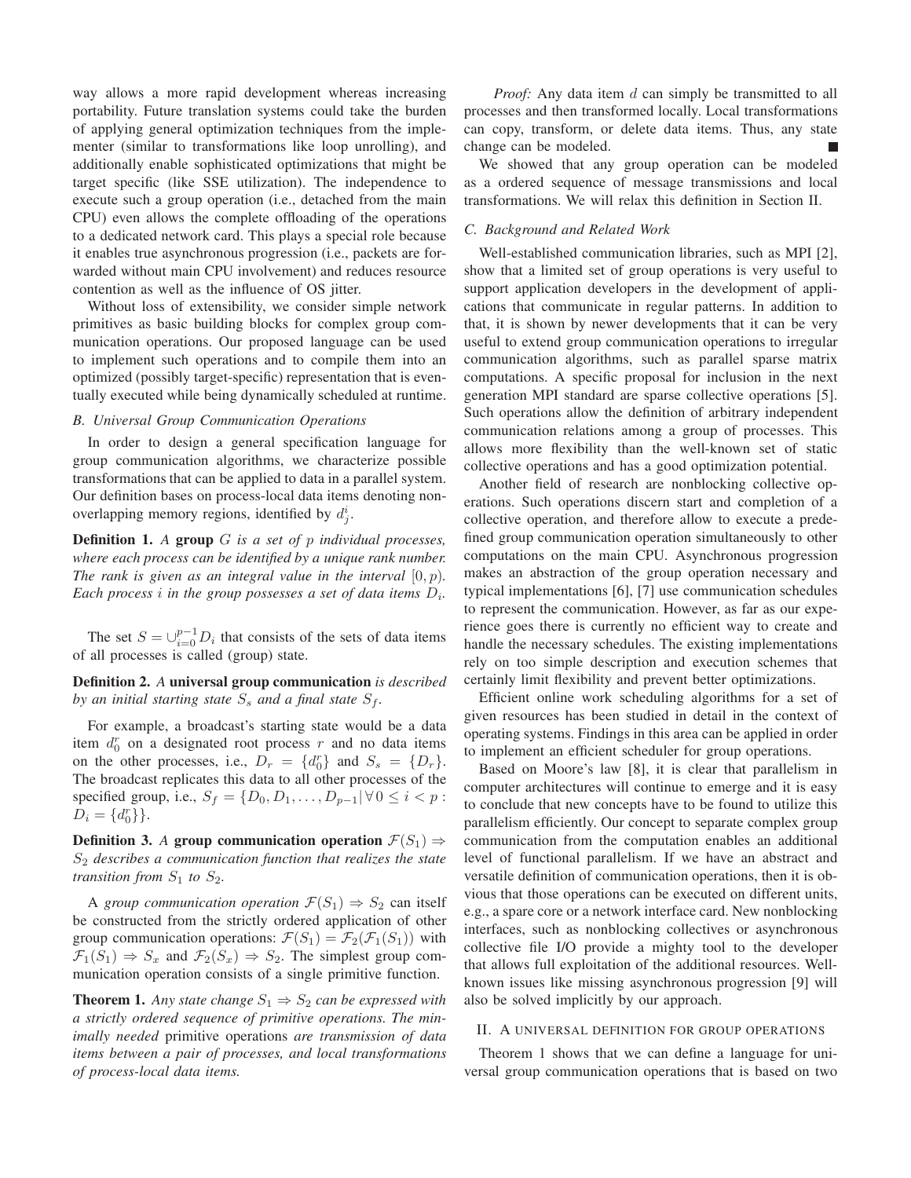way allows a more rapid development whereas increasing portability. Future translation systems could take the burden of applying general optimization techniques from the implementer (similar to transformations like loop unrolling), and additionally enable sophisticated optimizations that might be target specific (like SSE utilization). The independence to execute such a group operation (i.e., detached from the main CPU) even allows the complete offloading of the operations to a dedicated network card. This plays a special role because it enables true asynchronous progression (i.e., packets are forwarded without main CPU involvement) and reduces resource contention as well as the influence of OS jitter.

Without loss of extensibility, we consider simple network primitives as basic building blocks for complex group communication operations. Our proposed language can be used to implement such operations and to compile them into an optimized (possibly target-specific) representation that is eventually executed while being dynamically scheduled at runtime.

### B. Universal Group Communication Operations

In order to design a general specification language for group communication algorithms, we characterize possible transformations that can be applied to data in a parallel system. Our definition bases on process-local data items denoting non-overlapping memory regions, identified by $d^i_j$.

**Definition 1.** *A* **group** *$G$ is a set of $p$ individual processes, where each process can be identified by a unique rank number. The rank is given as an integral value in the interval $[0, p)$. Each process $i$ in the group possesses a set of data items $D_i$.*

The set $S = \cup_{i=0}^{p-1} D_i$ that consists of the sets of data items of all processes is called (group) state.

**Definition 2.** *A* **universal group communication** *is described by an initial starting state $S_s$ and a final state $S_f$.*

For example, a broadcast's starting state would be a data item $d^r_0$ on a designated root process $r$ and no data items on the other processes, i.e., $D_r = \{d^r_0\}$ and $S_s = \{D_r\}$. The broadcast replicates this data to all other processes of the specified group, i.e., $S_f = \{D_0, D_1, \ldots, D_{p-1} | \forall 0 \le i < p : D_i = \{d^r_0\}\}$.

**Definition 3.** *A* **group communication operation** *$\mathcal{F}(S_1) \Rightarrow S_2$ describes a communication function that realizes the state transition from $S_1$ to $S_2$.*

A *group communication operation $\mathcal{F}(S_1) \Rightarrow S_2$* can itself be constructed from the strictly ordered application of other group communication operations: $\mathcal{F}(S_1) = \mathcal{F}_2(\mathcal{F}_1(S_1))$ with $\mathcal{F}_1(S_1) \Rightarrow S_x$ and $\mathcal{F}_2(S_x) \Rightarrow S_2$. The simplest group communication operation consists of a single primitive function.

**Theorem 1.** *Any state change $S_1 \Rightarrow S_2$ can be expressed with a strictly ordered sequence of primitive operations. The minimally needed* primitive operations *are transmission of data items between a pair of processes, and local transformations of process-local data items.*

*Proof:* Any data item $d$ can simply be transmitted to all processes and then transformed locally. Local transformations can copy, transform, or delete data items. Thus, any state change can be modeled. ∎

We showed that any group operation can be modeled as a ordered sequence of message transmissions and local transformations. We will relax this definition in Section II.

### C. Background and Related Work

Well-established communication libraries, such as MPI [2], show that a limited set of group operations is very useful to support application developers in the development of applications that communicate in regular patterns. In addition to that, it is shown by newer developments that it can be very useful to extend group communication operations to irregular communication algorithms, such as parallel sparse matrix computations. A specific proposal for inclusion in the next generation MPI standard are sparse collective operations [5]. Such operations allow the definition of arbitrary independent communication relations among a group of processes. This allows more flexibility than the well-known set of static collective operations and has a good optimization potential.

Another field of research are nonblocking collective operations. Such operations discern start and completion of a collective operation, and therefore allow to execute a predefined group communication operation simultaneously to other computations on the main CPU. Asynchronous progression makes an abstraction of the group operation necessary and typical implementations [6], [7] use communication schedules to represent the communication. However, as far as our experience goes there is currently no efficient way to create and handle the necessary schedules. The existing implementations rely on too simple description and execution schemes that certainly limit flexibility and prevent better optimizations.

Efficient online work scheduling algorithms for a set of given resources has been studied in detail in the context of operating systems. Findings in this area can be applied in order to implement an efficient scheduler for group operations.

Based on Moore's law [8], it is clear that parallelism in computer architectures will continue to emerge and it is easy to conclude that new concepts have to be found to utilize this parallelism efficiently. Our concept to separate complex group communication from the computation enables an additional level of functional parallelism. If we have an abstract and versatile definition of communication operations, then it is obvious that those operations can be executed on different units, e.g., a spare core or a network interface card. New nonblocking interfaces, such as nonblocking collectives or asynchronous collective file I/O provide a mighty tool to the developer that allows full exploitation of the additional resources. Well-known issues like missing asynchronous progression [9] will also be solved implicitly by our approach.

## II. A universal definition for group operations

Theorem 1 shows that we can define a language for universal group communication operations that is based on two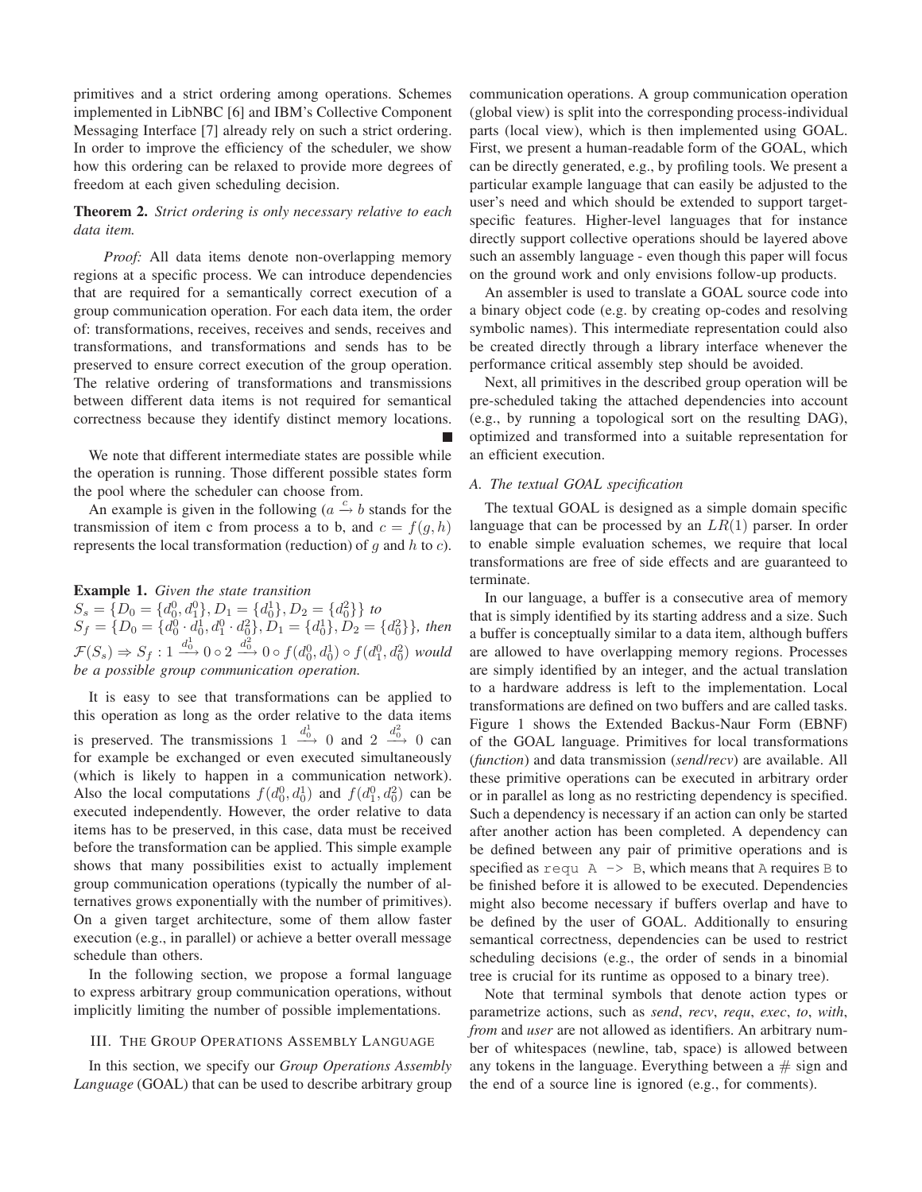primitives and a strict ordering among operations. Schemes implemented in LibNBC [6] and IBM's Collective Component Messaging Interface [7] already rely on such a strict ordering. In order to improve the efficiency of the scheduler, we show how this ordering can be relaxed to provide more degrees of freedom at each given scheduling decision.

**Theorem 2.** *Strict ordering is only necessary relative to each data item.*

*Proof:* All data items denote non-overlapping memory regions at a specific process. We can introduce dependencies that are required for a semantically correct execution of a group communication operation. For each data item, the order of: transformations, receives, receives and sends, receives and transformations, and transformations and sends has to be preserved to ensure correct execution of the group operation. The relative ordering of transformations and transmissions between different data items is not required for semantical correctness because they identify distinct memory locations. ∎

We note that different intermediate states are possible while the operation is running. Those different possible states form the pool where the scheduler can choose from.

An example is given in the following ($a \xrightarrow{c} b$ stands for the transmission of item c from process a to b, and $c = f(g, h)$ represents the local transformation (reduction) of $g$ and $h$ to $c$).

**Example 1.** *Given the state transition* $S_s = \{D_0 = \{d_0^0, d_1^0\}, D_1 = \{d_0^1\}, D_2 = \{d_0^2\}\}$ *to* $S_f = \{D_0 = \{d_0^0 \cdot d_0^1, d_1^0 \cdot d_0^2\}, D_1 = \{d_0^1\}, D_2 = \{d_0^2\}\}$, *then* $\mathcal{F}(S_s) \Rightarrow S_f : 1 \xrightarrow{d_0^1} 0 \circ 2 \xrightarrow{d_0^2} 0 \circ f(d_0^0, d_0^1) \circ f(d_1^0, d_0^2)$ *would be a possible group communication operation.*

It is easy to see that transformations can be applied to this operation as long as the order relative to the data items is preserved. The transmissions $1 \xrightarrow{d_0^1} 0$ and $2 \xrightarrow{d_0^2} 0$ can for example be exchanged or even executed simultaneously (which is likely to happen in a communication network). Also the local computations $f(d_0^0, d_0^1)$ and $f(d_1^0, d_0^2)$ can be executed independently. However, the order relative to data items has to be preserved, in this case, data must be received before the transformation can be applied. This simple example shows that many possibilities exist to actually implement group communication operations (typically the number of alternatives grows exponentially with the number of primitives). On a given target architecture, some of them allow faster execution (e.g., in parallel) or achieve a better overall message schedule than others.

In the following section, we propose a formal language to express arbitrary group communication operations, without implicitly limiting the number of possible implementations.

## III. The Group Operations Assembly Language

In this section, we specify our *Group Operations Assembly Language* (GOAL) that can be used to describe arbitrary group communication operations. A group communication operation (global view) is split into the corresponding process-individual parts (local view), which is then implemented using GOAL. First, we present a human-readable form of the GOAL, which can be directly generated, e.g., by profiling tools. We present a particular example language that can easily be adjusted to the user's need and which should be extended to support target-specific features. Higher-level languages that for instance directly support collective operations should be layered above such an assembly language - even though this paper will focus on the ground work and only envisions follow-up products.

An assembler is used to translate a GOAL source code into a binary object code (e.g. by creating op-codes and resolving symbolic names). This intermediate representation could also be created directly through a library interface whenever the performance critical assembly step should be avoided.

Next, all primitives in the described group operation will be pre-scheduled taking the attached dependencies into account (e.g., by running a topological sort on the resulting DAG), optimized and transformed into a suitable representation for an efficient execution.

### A. The textual GOAL specification

The textual GOAL is designed as a simple domain specific language that can be processed by an $LR(1)$ parser. In order to enable simple evaluation schemes, we require that local transformations are free of side effects and are guaranteed to terminate.

In our language, a buffer is a consecutive area of memory that is simply identified by its starting address and a size. Such a buffer is conceptually similar to a data item, although buffers are allowed to have overlapping memory regions. Processes are simply identified by an integer, and the actual translation to a hardware address is left to the implementation. Local transformations are defined on two buffers and are called tasks. Figure 1 shows the Extended Backus-Naur Form (EBNF) of the GOAL language. Primitives for local transformations (*function*) and data transmission (*send*/*recv*) are available. All these primitive operations can be executed in arbitrary order or in parallel as long as no restricting dependency is specified. Such a dependency is necessary if an action can only be started after another action has been completed. A dependency can be defined between any pair of primitive operations and is specified as `requ A -> B`, which means that `A` requires `B` to be finished before it is allowed to be executed. Dependencies might also become necessary if buffers overlap and have to be defined by the user of GOAL. Additionally to ensuring semantical correctness, dependencies can be used to restrict scheduling decisions (e.g., the order of sends in a binomial tree is crucial for its runtime as opposed to a binary tree).

Note that terminal symbols that denote action types or parametrize actions, such as *send*, *recv*, *requ*, *exec*, *to*, *with*, *from* and *user* are not allowed as identifiers. An arbitrary number of whitespaces (newline, tab, space) is allowed between any tokens in the language. Everything between a # sign and the end of a source line is ignored (e.g., for comments).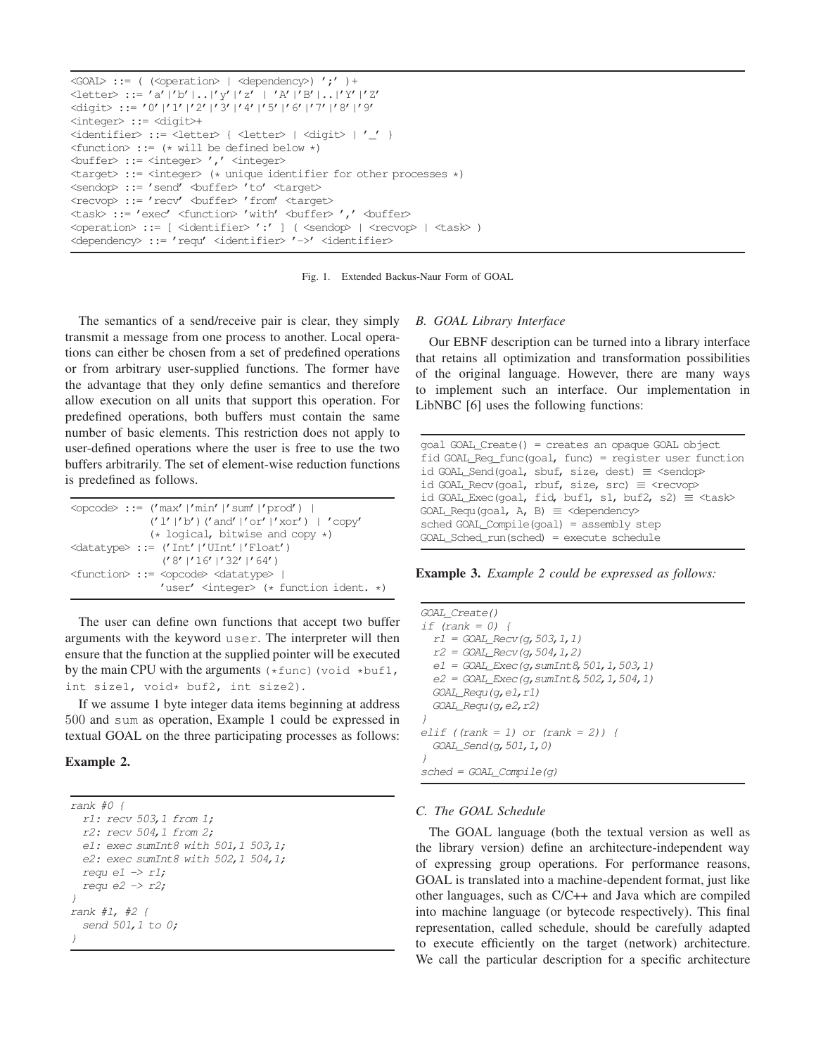```
<GOAL> ::= ( (<operation> | <dependency>) ';' )+
<letter> ::= 'a'|'b'|..|'y'|'z' | 'A'|'B'|..|'Y'|'Z'
<digit> ::= '0'|'1'|'2'|'3'|'4'|'5'|'6'|'7'|'8'|'9'
<integer> ::= <digit>+
<identifier> ::= <letter> { <letter> | <digit> | '_' }
<function> ::= (* will be defined below *)
<buffer> ::= <integer> ',' <integer>
<target> ::= <integer> (* unique identifier for other processes *)
<sendop> ::= 'send' <buffer> 'to' <target>
<recvop> ::= 'recv' <buffer> 'from' <target>
<task> ::= 'exec' <function> 'with' <buffer> ',' <buffer>
<operation> ::= [ <identifier> ':' ] ( <sendop> | <recvop> | <task> )
<dependency> ::= 'requ' <identifier> '->' <identifier>
```

Fig. 1. Extended Backus-Naur Form of GOAL

The semantics of a send/receive pair is clear, they simply transmit a message from one process to another. Local operations can either be chosen from a set of predefined operations or from arbitrary user-supplied functions. The former have the advantage that they only define semantics and therefore allow execution on all units that support this operation. For predefined operations, both buffers must contain the same number of basic elements. This restriction does not apply to user-defined operations where the user is free to use the two buffers arbitrarily. The set of element-wise reduction functions is predefined as follows.

```
<opcode> ::= ('max'|'min'|'sum'|'prod') |
             ('l'|'b')('and'|'or'|'xor') | 'copy'
             (* logical, bitwise and copy *)
<datatype> ::= ('Int'|'UInt'|'Float')
               ('8'|'16'|'32'|'64')
<function> ::= <opcode> <datatype> |
               'user' <integer> (* function ident. *)
```

The user can define own functions that accept two buffer arguments with the keyword `user`. The interpreter will then ensure that the function at the supplied pointer will be executed by the main CPU with the arguments `(*func)(void *buf1, int size1, void* buf2, int size2)`.

If we assume 1 byte integer data items beginning at address 500 and `sum` as operation, Example 1 could be expressed in textual GOAL on the three participating processes as follows:

**Example 2.**

```
rank #0 {
  r1: recv 503,1 from 1;
  r2: recv 504,1 from 2;
  e1: exec sumInt8 with 501,1 503,1;
  e2: exec sumInt8 with 502,1 504,1;
  requ e1 -> r1;
  requ e2 -> r2;
}
rank #1, #2 {
  send 501,1 to 0;
}
```

### B. GOAL Library Interface

Our EBNF description can be turned into a library interface that retains all optimization and transformation possibilities of the original language. However, there are many ways to implement such an interface. Our implementation in LibNBC [6] uses the following functions:

```
goal GOAL_Create() = creates an opaque GOAL object
fid GOAL_Reg_func(goal, func) = register user function
id GOAL_Send(goal, sbuf, size, dest) ≡ <sendop>
id GOAL_Recv(goal, rbuf, size, src) ≡ <recvop>
id GOAL_Exec(goal, fid, buf1, s1, buf2, s2) ≡ <task>
GOAL_Requ(goal, A, B) ≡ <dependency>
sched GOAL_Compile(goal) = assembly step
GOAL_Sched_run(sched) = execute schedule
```

**Example 3.** *Example 2 could be expressed as follows:*

```
GOAL_Create()
if (rank = 0) {
  r1 = GOAL_Recv(g,503,1,1)
  r2 = GOAL_Recv(g,504,1,2)
  e1 = GOAL_Exec(g,sumInt8,501,1,503,1)
  e2 = GOAL_Exec(g,sumInt8,502,1,504,1)
  GOAL_Requ(g,e1,r1)
  GOAL_Requ(g,e2,r2)
}
elif ((rank = 1) or (rank = 2)) {
  GOAL_Send(g,501,1,0)
}
sched = GOAL_Compile(g)
```

### C. The GOAL Schedule

The GOAL language (both the textual version as well as the library version) define an architecture-independent way of expressing group operations. For performance reasons, GOAL is translated into a machine-dependent format, just like other languages, such as C/C++ and Java which are compiled into machine language (or bytecode respectively). This final representation, called schedule, should be carefully adapted to execute efficiently on the target (network) architecture. We call the particular description for a specific architecture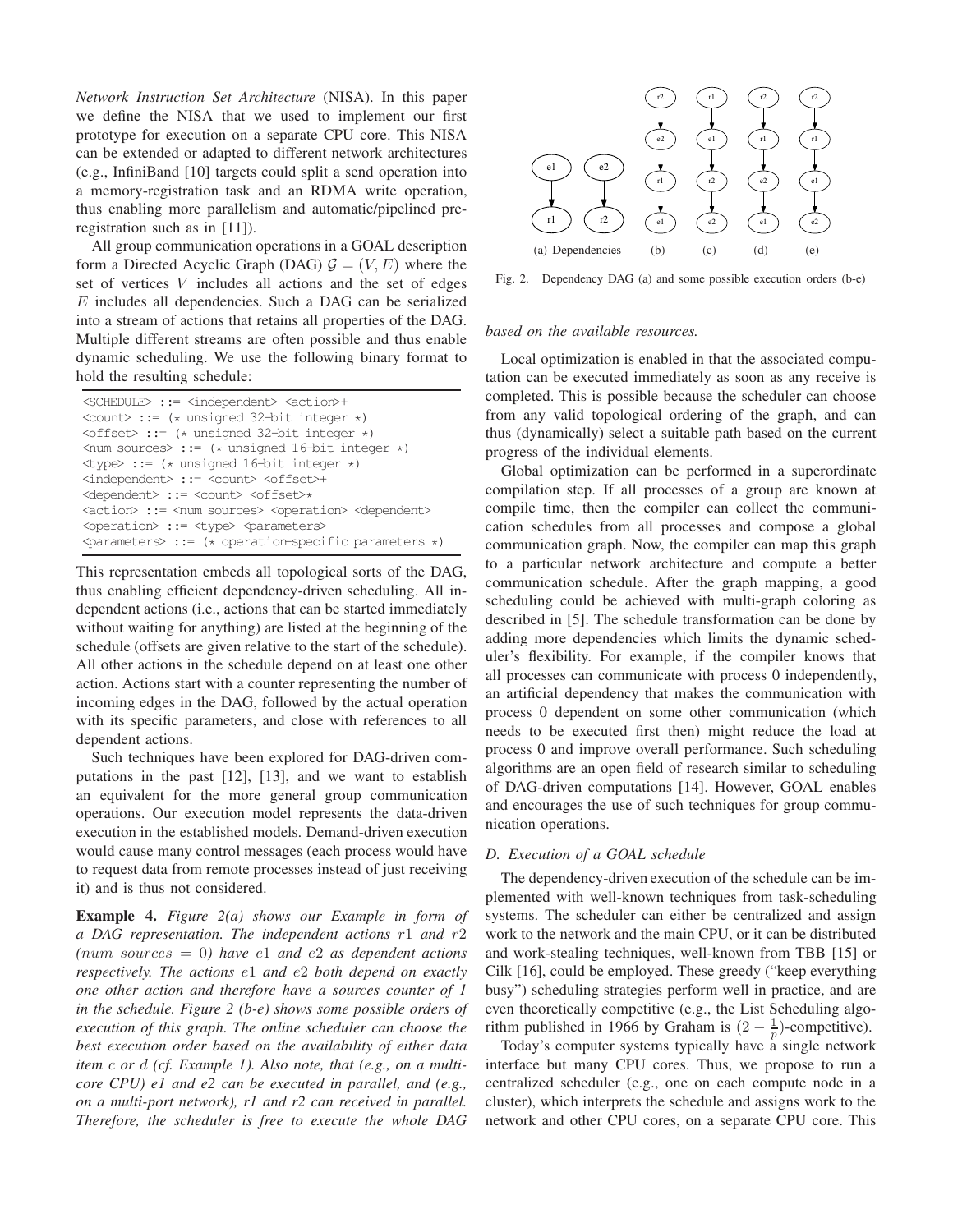*Network Instruction Set Architecture* (NISA). In this paper we define the NISA that we used to implement our first prototype for execution on a separate CPU core. This NISA can be extended or adapted to different network architectures (e.g., InfiniBand [10] targets could split a send operation into a memory-registration task and an RDMA write operation, thus enabling more parallelism and automatic/pipelined pre-registration such as in [11]).

All group communication operations in a GOAL description form a Directed Acyclic Graph (DAG) $\mathcal{G} = (V, E)$ where the set of vertices $V$ includes all actions and the set of edges $E$ includes all dependencies. Such a DAG can be serialized into a stream of actions that retains all properties of the DAG. Multiple different streams are often possible and thus enable dynamic scheduling. We use the following binary format to hold the resulting schedule:

```
<SCHEDULE> ::= <independent> <action>+
<count> ::= (* unsigned 32-bit integer *)
<offset> ::= (* unsigned 32-bit integer *)
<num sources> ::= (* unsigned 16-bit integer *)
<type> ::= (* unsigned 16-bit integer *)
<independent> ::= <count> <offset>+
<dependent> ::= <count> <offset>*
<action> ::= <num sources> <operation> <dependent>
<operation> ::= <type> <parameters>
<parameters> ::= (* operation-specific parameters *)
```

This representation embeds all topological sorts of the DAG, thus enabling efficient dependency-driven scheduling. All independent actions (i.e., actions that can be started immediately without waiting for anything) are listed at the beginning of the schedule (offsets are given relative to the start of the schedule). All other actions in the schedule depend on at least one other action. Actions start with a counter representing the number of incoming edges in the DAG, followed by the actual operation with its specific parameters, and close with references to all dependent actions.

Such techniques have been explored for DAG-driven computations in the past [12], [13], and we want to establish an equivalent for the more general group communication operations. Our execution model represents the data-driven execution in the established models. Demand-driven execution would cause many control messages (each process would have to request data from remote processes instead of just receiving it) and is thus not considered.

**Example 4.** *Figure 2(a) shows our Example in form of a DAG representation. The independent actions $r1$ and $r2$ ($num\ sources = 0$) have $e1$ and $e2$ as dependent actions respectively. The actions $e1$ and $e2$ both depend on exactly one other action and therefore have a sources counter of 1 in the schedule. Figure 2 (b-e) shows some possible orders of execution of this graph. The online scheduler can choose the best execution order based on the availability of either data item $c$ or $d$ (cf. Example 1). Also note, that (e.g., on a multi-core CPU) e1 and e2 can be executed in parallel, and (e.g., on a multi-port network), r1 and r2 can received in parallel. Therefore, the scheduler is free to execute the whole DAG based on the available resources.*

Fig. 2. Dependency DAG (a) and some possible execution orders (b-e)

Local optimization is enabled in that the associated computation can be executed immediately as soon as any receive is completed. This is possible because the scheduler can choose from any valid topological ordering of the graph, and can thus (dynamically) select a suitable path based on the current progress of the individual elements.

Global optimization can be performed in a superordinate compilation step. If all processes of a group are known at compile time, then the compiler can collect the communication schedules from all processes and compose a global communication graph. Now, the compiler can map this graph to a particular network architecture and compute a better communication schedule. After the graph mapping, a good scheduling could be achieved with multi-graph coloring as described in [5]. The schedule transformation can be done by adding more dependencies which limits the dynamic scheduler's flexibility. For example, if the compiler knows that all processes can communicate with process 0 independently, an artificial dependency that makes the communication with process 0 dependent on some other communication (which needs to be executed first then) might reduce the load at process 0 and improve overall performance. Such scheduling algorithms are an open field of research similar to scheduling of DAG-driven computations [14]. However, GOAL enables and encourages the use of such techniques for group communication operations.

### D. Execution of a GOAL schedule

The dependency-driven execution of the schedule can be implemented with well-known techniques from task-scheduling systems. The scheduler can either be centralized and assign work to the network and the main CPU, or it can be distributed and work-stealing techniques, well-known from TBB [15] or Cilk [16], could be employed. These greedy ("keep everything busy") scheduling strategies perform well in practice, and are even theoretically competitive (e.g., the List Scheduling algorithm published in 1966 by Graham is $(2 - \frac{1}{p})$-competitive).

Today's computer systems typically have a single network interface but many CPU cores. Thus, we propose to run a centralized scheduler (e.g., one on each compute node in a cluster), which interprets the schedule and assigns work to the network and other CPU cores, on a separate CPU core. This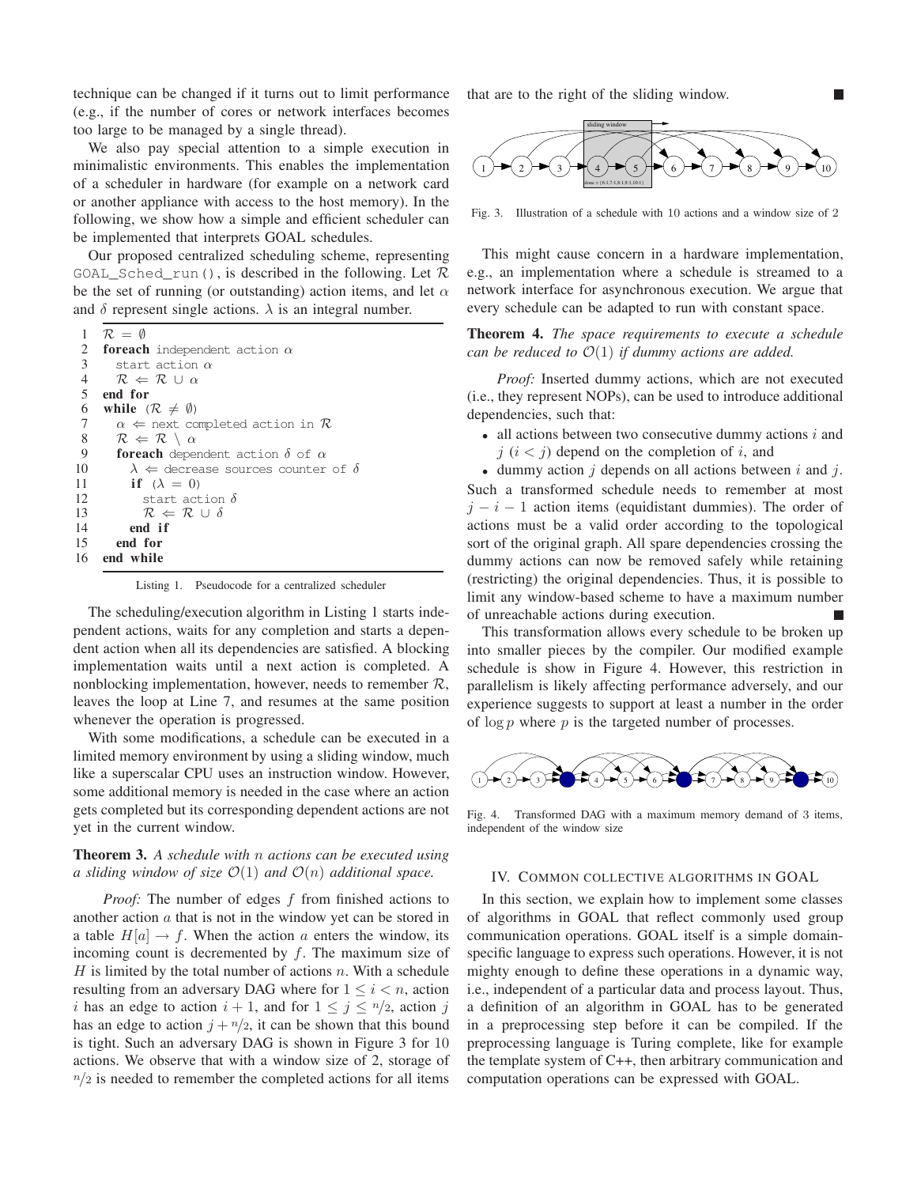technique can be changed if it turns out to limit performance (e.g., if the number of cores or network interfaces becomes too large to be managed by a single thread).

We also pay special attention to a simple execution in minimalistic environments. This enables the implementation of a scheduler in hardware (for example on a network card or another appliance with access to the host memory). In the following, we show how a simple and efficient scheduler can be implemented that interprets GOAL schedules.

Our proposed centralized scheduling scheme, representing `GOAL_Sched_run()`, is described in the following. Let $\mathcal{R}$ be the set of running (or outstanding) action items, and let $\alpha$ and $\delta$ represent single actions. $\lambda$ is an integral number.

```
1  R = ∅
2  foreach independent action α
3    start action α
4    R ⇐ R ∪ α
5  end for
6  while (R ≠ ∅)
7    α ⇐ next completed action in R
8    R ⇐ R \ α
9    foreach dependent action δ of α
10     λ ⇐ decrease sources counter of δ
11     if (λ = 0)
12       start action δ
13       R ⇐ R ∪ δ
14     end if
15   end for
16 end while
```

Listing 1. Pseudocode for a centralized scheduler

The scheduling/execution algorithm in Listing 1 starts independent actions, waits for any completion and starts a dependent action when all its dependencies are satisfied. A blocking implementation waits until a next action is completed. A nonblocking implementation, however, needs to remember $\mathcal{R}$, leaves the loop at Line 7, and resumes at the same position whenever the operation is progressed.

With some modifications, a schedule can be executed in a limited memory environment by using a sliding window, much like a superscalar CPU uses an instruction window. However, some additional memory is needed in the case where an action gets completed but its corresponding dependent actions are not yet in the current window.

**Theorem 3.** *A schedule with $n$ actions can be executed using a sliding window of size $\mathcal{O}(1)$ and $\mathcal{O}(n)$ additional space.*

*Proof:* The number of edges $f$ from finished actions to another action $a$ that is not in the window yet can be stored in a table $H[a] \rightarrow f$. When the action $a$ enters the window, its incoming count is decremented by $f$. The maximum size of $H$ is limited by the total number of actions $n$. With a schedule resulting from an adversary DAG where for $1 \leq i < n$, action $i$ has an edge to action $i+1$, and for $1 \leq j \leq n/2$, action $j$ has an edge to action $j + n/2$, it can be shown that this bound is tight. Such an adversary DAG is shown in Figure 3 for 10 actions. We observe that with a window size of 2, storage of $n/2$ is needed to remember the completed actions for all items that are to the right of the sliding window. ■

Fig. 3. Illustration of a schedule with 10 actions and a window size of 2

This might cause concern in a hardware implementation, e.g., an implementation where a schedule is streamed to a network interface for asynchronous execution. We argue that every schedule can be adapted to run with constant space.

**Theorem 4.** *The space requirements to execute a schedule can be reduced to $\mathcal{O}(1)$ if dummy actions are added.*

*Proof:* Inserted dummy actions, which are not executed (i.e., they represent NOPs), can be used to introduce additional dependencies, such that:

- all actions between two consecutive dummy actions $i$ and $j$ ($i < j$) depend on the completion of $i$, and
- dummy action $j$ depends on all actions between $i$ and $j$.

Such a transformed schedule needs to remember at most $j - i - 1$ action items (equidistant dummies). The order of actions must be a valid order according to the topological sort of the original graph. All spare dependencies crossing the dummy actions can now be removed safely while retaining (restricting) the original dependencies. Thus, it is possible to limit any window-based scheme to have a maximum number of unreachable actions during execution. ■

This transformation allows every schedule to be broken up into smaller pieces by the compiler. Our modified example schedule is show in Figure 4. However, this restriction in parallelism is likely affecting performance adversely, and our experience suggests to support at least a number in the order of $\log p$ where $p$ is the targeted number of processes.

Fig. 4. Transformed DAG with a maximum memory demand of 3 items, independent of the window size

## IV. Common Collective Algorithms in GOAL

In this section, we explain how to implement some classes of algorithms in GOAL that reflect commonly used group communication operations. GOAL itself is a simple domain-specific language to express such operations. However, it is not mighty enough to define these operations in a dynamic way, i.e., independent of a particular data and process layout. Thus, a definition of an algorithm in GOAL has to be generated in a preprocessing step before it can be compiled. If the preprocessing language is Turing complete, like for example the template system of C++, then arbitrary communication and computation operations can be expressed with GOAL.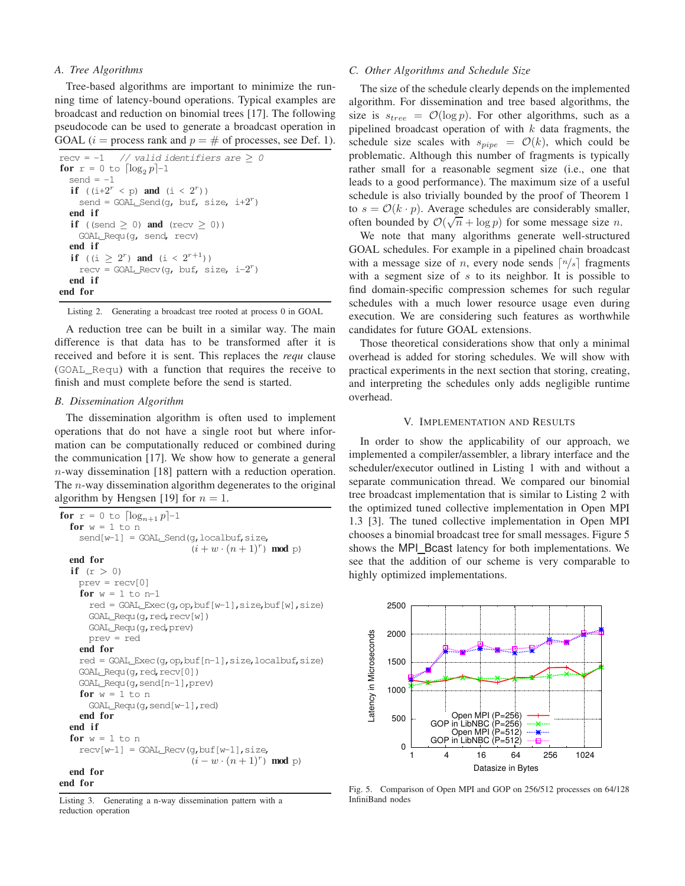### A. Tree Algorithms

Tree-based algorithms are important to minimize the running time of latency-bound operations. Typical examples are broadcast and reduction on binomial trees [17]. The following pseudocode can be used to generate a broadcast operation in GOAL ($i$ = process rank and $p$ = # of processes, see Def. 1).

```
recv = -1    // valid identifiers are ≥ 0
for r = 0 to ⌈log2 p⌉-1
  send = -1
  if ((i+2^r < p) and (i < 2^r))
    send = GOAL_Send(g, buf, size, i+2^r)
  end if
  if ((send ≥ 0) and (recv ≥ 0))
    GOAL_Requ(g, send, recv)
  end if
  if ((i ≥ 2^r) and (i < 2^(r+1)))
    recv = GOAL_Recv(g, buf, size, i-2^r)
  end if
end for
```

Listing 2. Generating a broadcast tree rooted at process 0 in GOAL

A reduction tree can be built in a similar way. The main difference is that data has to be transformed after it is received and before it is sent. This replaces the *requ* clause (GOAL_Requ) with a function that requires the receive to finish and must complete before the send is started.

### B. Dissemination Algorithm

The dissemination algorithm is often used to implement operations that do not have a single root but where information can be computationally reduced or combined during the communication [17]. We show how to generate a general $n$-way dissemination [18] pattern with a reduction operation. The $n$-way dissemination algorithm degenerates to the original algorithm by Hengsen [19] for $n = 1$.

```
for r = 0 to ⌈log_{n+1} p⌉-1
  for w = 1 to n
    send[w-1] = GOAL_Send(g,localbuf,size,
                          (i + w·(n+1)^r) mod p)
  end for
  if (r > 0)
    prev = recv[0]
    for w = 1 to n-1
      red = GOAL_Exec(g,op,buf[w-1],size,buf[w],size)
      GOAL_Requ(g,red,recv[w])
      GOAL_Requ(g,red,prev)
      prev = red
    end for
    red = GOAL_Exec(g,op,buf[n-1],size,localbuf,size)
    GOAL_Requ(g,red,recv[0])
    GOAL_Requ(g,send[n-1],prev)
    for w = 1 to n
      GOAL_Requ(g,send[w-1],red)
    end for
  end if
  for w = 1 to n
    recv[w-1] = GOAL_Recv(g,buf[w-1],size,
                          (i - w·(n+1)^r) mod p)
  end for
end for
```

Listing 3. Generating a n-way dissemination pattern with a reduction operation

### C. Other Algorithms and Schedule Size

The size of the schedule clearly depends on the implemented algorithm. For dissemination and tree based algorithms, the size is $s_{tree} = \mathcal{O}(\log p)$. For other algorithms, such as a pipelined broadcast operation of with $k$ data fragments, the schedule size scales with $s_{pipe} = \mathcal{O}(k)$, which could be problematic. Although this number of fragments is typically rather small for a reasonable segment size (i.e., one that leads to a good performance). The maximum size of a useful schedule is also trivially bounded by the proof of Theorem 1 to $s = \mathcal{O}(k \cdot p)$. Average schedules are considerably smaller, often bounded by $\mathcal{O}(\sqrt{n} + \log p)$ for some message size $n$.

We note that many algorithms generate well-structured GOAL schedules. For example in a pipelined chain broadcast with a message size of $n$, every node sends $\lceil n/s \rceil$ fragments with a segment size of $s$ to its neighbor. It is possible to find domain-specific compression schemes for such regular schedules with a much lower resource usage even during execution. We are considering such features as worthwhile candidates for future GOAL extensions.

Those theoretical considerations show that only a minimal overhead is added for storing schedules. We will show with practical experiments in the next section that storing, creating, and interpreting the schedules only adds negligible runtime overhead.

## V. Implementation and Results

In order to show the applicability of our approach, we implemented a compiler/assembler, a library interface and the scheduler/executor outlined in Listing 1 with and without a separate communication thread. We compared our binomial tree broadcast implementation that is similar to Listing 2 with the optimized tuned collective implementation in Open MPI 1.3 [3]. The tuned collective implementation in Open MPI chooses a binomial broadcast tree for small messages. Figure 5 shows the MPI_Bcast latency for both implementations. We see that the addition of our scheme is very comparable to highly optimized implementations.

Fig. 5. Comparison of Open MPI and GOP on 256/512 processes on 64/128 InfiniBand nodes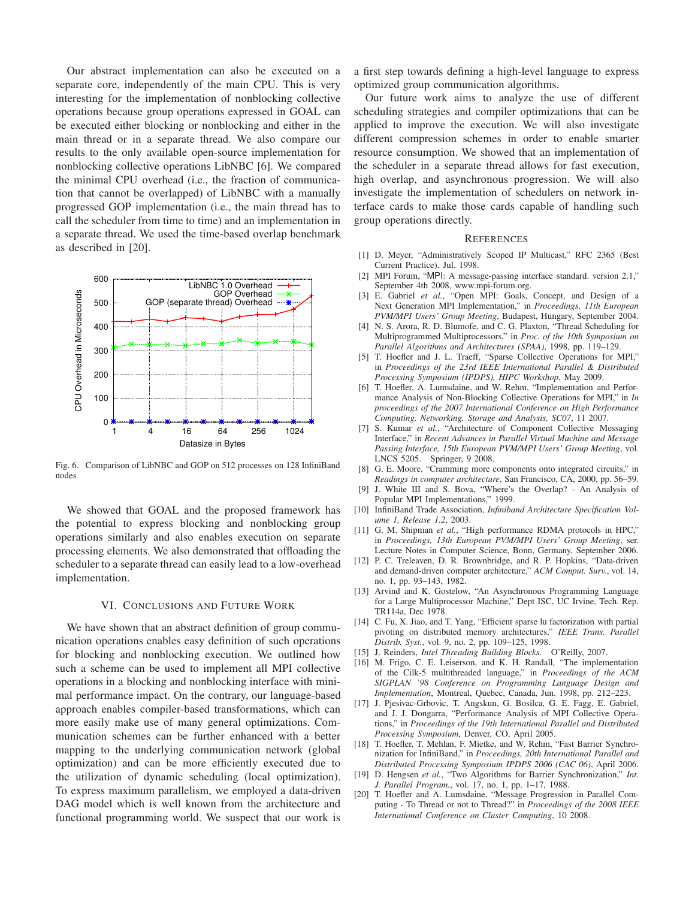Our abstract implementation can also be executed on a separate core, independently of the main CPU. This is very interesting for the implementation of nonblocking collective operations because group operations expressed in GOAL can be executed either blocking or nonblocking and either in the main thread or in a separate thread. We also compare our results to the only available open-source implementation for nonblocking collective operations LibNBC [6]. We compared the minimal CPU overhead (i.e., the fraction of communication that cannot be overlapped) of LibNBC with a manually progressed GOP implementation (i.e., the main thread has to call the scheduler from time to time) and an implementation in a separate thread. We used the time-based overlap benchmark as described in [20].

CPU Overhead in Microseconds
600
500
400
300
200
100
0
1
4
16
64
256
1024
Datasize in Bytes
LibNBC 1.0 Overhead
GOP Overhead
GOP (separate thread) Overhead

Fig. 6. Comparison of LibNBC and GOP on 512 processes on 128 InfiniBand nodes

We showed that GOAL and the proposed framework has the potential to express blocking and nonblocking group operations similarly and also enables execution on separate processing elements. We also demonstrated that offloading the scheduler to a separate thread can easily lead to a low-overhead implementation.

## VI. Conclusions and Future Work

We have shown that an abstract definition of group communication operations enables easy definition of such operations for blocking and nonblocking execution. We outlined how such a scheme can be used to implement all MPI collective operations in a blocking and nonblocking interface with minimal performance impact. On the contrary, our language-based approach enables compiler-based transformations, which can more easily make use of many general optimizations. Communication schemes can be further enhanced with a better mapping to the underlying communication network (global optimization) and can be more efficiently executed due to the utilization of dynamic scheduling (local optimization). To express maximum parallelism, we employed a data-driven DAG model which is well known from the architecture and functional programming world. We suspect that our work is a first step towards defining a high-level language to express optimized group communication algorithms.

Our future work aims to analyze the use of different scheduling strategies and compiler optimizations that can be applied to improve the execution. We will also investigate different compression schemes in order to enable smarter resource consumption. We showed that an implementation of the scheduler in a separate thread allows for fast execution, high overlap, and asynchronous progression. We will also investigate the implementation of schedulers on network interface cards to make those cards capable of handling such group operations directly.

## References

[1] D. Meyer, "Administratively Scoped IP Multicast," RFC 2365 (Best Current Practice), Jul. 1998.

[2] MPI Forum, "MPI: A message-passing interface standard. version 2.1," September 4th 2008, www.mpi-forum.org.

[3] E. Gabriel *et al.*, "Open MPI: Goals, Concept, and Design of a Next Generation MPI Implementation," in *Proceedings, 11th European PVM/MPI Users' Group Meeting*, Budapest, Hungary, September 2004.

[4] N. S. Arora, R. D. Blumofe, and C. G. Plaxton, "Thread Scheduling for Multiprogrammed Multiprocessors," in *Proc. of the 10th Symposium on Parallel Algorithms and Architectures (SPAA)*, 1998, pp. 119–129.

[5] T. Hoefler and J. L. Traeff, "Sparse Collective Operations for MPI," in *Proceedings of the 23rd IEEE International Parallel & Distributed Processing Symposium (IPDPS), HIPC Workshop*, May 2009.

[6] T. Hoefler, A. Lumsdaine, and W. Rehm, "Implementation and Performance Analysis of Non-Blocking Collective Operations for MPI," in *In proceedings of the 2007 International Conference on High Performance Computing, Networking, Storage and Analysis, SC07*, 11 2007.

[7] S. Kumar *et al.*, "Architecture of Component Collective Messaging Interface," in *Recent Advances in Parallel Virtual Machine and Message Passing Interface, 15th European PVM/MPI Users' Group Meeting*, vol. LNCS 5205. Springer, 9 2008.

[8] G. E. Moore, "Cramming more components onto integrated circuits," in *Readings in computer architecture*, San Francisco, CA, 2000, pp. 56–59.

[9] J. White III and S. Bova, "Where's the Overlap? - An Analysis of Popular MPI Implementations," 1999.

[10] InfiniBand Trade Association, *Infiniband Architecture Specification Volume 1, Release 1.2*, 2003.

[11] G. M. Shipman *et al.*, "High performance RDMA protocols in HPC," in *Proceedings, 13th European PVM/MPI Users' Group Meeting*, ser. Lecture Notes in Computer Science, Bonn, Germany, September 2006.

[12] P. C. Treleaven, D. R. Brownbridge, and R. P. Hopkins, "Data-driven and demand-driven computer architecture," *ACM Comput. Surv.*, vol. 14, no. 1, pp. 93–143, 1982.

[13] Arvind and K. Gostelow, "An Asynchronous Programming Language for a Large Multiprocessor Machine," Dept ISC, UC Irvine, Tech. Rep. TR114a, Dec 1978.

[14] C. Fu, X. Jiao, and T. Yang, "Efficient sparse lu factorization with partial pivoting on distributed memory architectures," *IEEE Trans. Parallel Distrib. Syst.*, vol. 9, no. 2, pp. 109–125, 1998.

[15] J. Reinders, *Intel Threading Building Blocks*. O'Reilly, 2007.

[16] M. Frigo, C. E. Leiserson, and K. H. Randall, "The implementation of the Cilk-5 multithreaded language," in *Proceedings of the ACM SIGPLAN '98 Conference on Programming Language Design and Implementation*, Montreal, Quebec, Canada, Jun. 1998, pp. 212–223.

[17] J. Pjesivac-Grbovic, T. Angskun, G. Bosilca, G. E. Fagg, E. Gabriel, and J. J. Dongarra, "Performance Analysis of MPI Collective Operations," in *Proceedings of the 19th International Parallel and Distributed Processing Symposium*, Denver, CO, April 2005.

[18] T. Hoefler, T. Mehlan, F. Mietke, and W. Rehm, "Fast Barrier Synchronization for InfiniBand," in *Proceedings, 20th International Parallel and Distributed Processing Symposium IPDPS 2006 (CAC 06)*, April 2006.

[19] D. Hengsen *et al.*, "Two Algorithms for Barrier Synchronization," *Int. J. Parallel Program.*, vol. 17, no. 1, pp. 1–17, 1988.

[20] T. Hoefler and A. Lumsdaine, "Message Progression in Parallel Computing - To Thread or not to Thread?" in *Proceedings of the 2008 IEEE International Conference on Cluster Computing*, 10 2008.